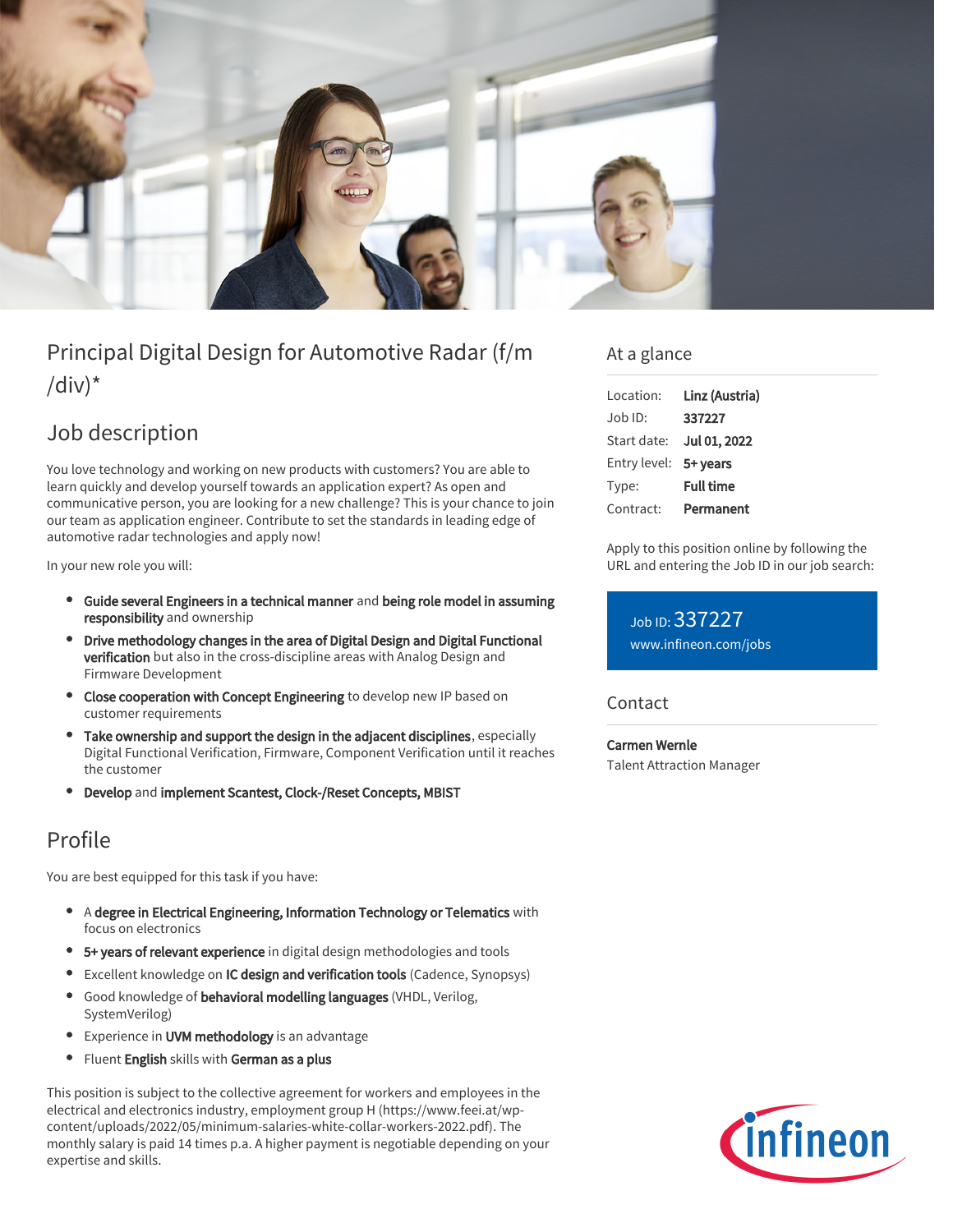# Principal Digital Design for Automotive Radar (f/m/div)*

## Job description

You love technology and working on new products with customers? You are able to learn quickly and develop yourself towards an application expert? As open and communicative person, you are looking for a new challenge? This is your chance to join our team as application engineer. Contribute to set the standards in leading edge of automotive radar technologies and apply now!

In your new role you will:

- **Guide several Engineers in a technical manner** and **being role model in assuming responsibility** and ownership
- **Drive methodology changes in the area of Digital Design and Digital Functional verification** but also in the cross-discipline areas with Analog Design and Firmware Development
- **Close cooperation with Concept Engineering** to develop new IP based on customer requirements
- **Take ownership and support the design in the adjacent disciplines**, especially Digital Functional Verification, Firmware, Component Verification until it reaches the customer
- **Develop** and **implement Scantest, Clock-/Reset Concepts, MBIST**

## Profile

You are best equipped for this task if you have:

- A **degree in Electrical Engineering, Information Technology or Telematics** with focus on electronics
- **5+ years of relevant experience** in digital design methodologies and tools
- Excellent knowledge on **IC design and verification tools** (Cadence, Synopsys)
- Good knowledge of **behavioral modelling languages** (VHDL, Verilog, SystemVerilog)
- Experience in **UVM methodology** is an advantage
- Fluent **English** skills with **German as a plus**

This position is subject to the collective agreement for workers and employees in the electrical and electronics industry, employment group H (https://www.feei.at/wp-content/uploads/2022/05/minimum-salaries-white-collar-workers-2022.pdf). The monthly salary is paid 14 times p.a. A higher payment is negotiable depending on your expertise and skills.

## At a glance

| | |
|---|---|
| Location: | **Linz (Austria)** |
| Job ID: | **337227** |
| Start date: | **Jul 01, 2022** |
| Entry level: | **5+ years** |
| Type: | **Full time** |
| Contract: | **Permanent** |

Apply to this position online by following the URL and entering the Job ID in our job search:

Job ID: 337227
www.infineon.com/jobs

## Contact

**Carmen Wernle**
Talent Attraction Manager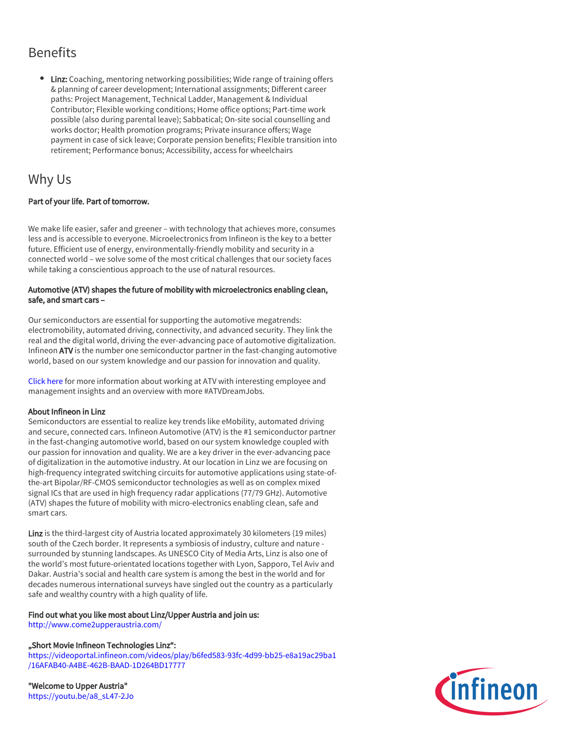## Benefits

- **Linz:** Coaching, mentoring networking possibilities; Wide range of training offers & planning of career development; International assignments; Different career paths: Project Management, Technical Ladder, Management & Individual Contributor; Flexible working conditions; Home office options; Part-time work possible (also during parental leave); Sabbatical; On-site social counselling and works doctor; Health promotion programs; Private insurance offers; Wage payment in case of sick leave; Corporate pension benefits; Flexible transition into retirement; Performance bonus; Accessibility, access for wheelchairs

## Why Us

**Part of your life. Part of tomorrow.**

We make life easier, safer and greener – with technology that achieves more, consumes less and is accessible to everyone. Microelectronics from Infineon is the key to a better future. Efficient use of energy, environmentally-friendly mobility and security in a connected world – we solve some of the most critical challenges that our society faces while taking a conscientious approach to the use of natural resources.

**Automotive (ATV) shapes the future of mobility with microelectronics enabling clean, safe, and smart cars –**

Our semiconductors are essential for supporting the automotive megatrends: electromobility, automated driving, connectivity, and advanced security. They link the real and the digital world, driving the ever-advancing pace of automotive digitalization. Infineon **ATV** is the number one semiconductor partner in the fast-changing automotive world, based on our system knowledge and our passion for innovation and quality.

Click here for more information about working at ATV with interesting employee and management insights and an overview with more #ATVDreamJobs.

**About Infineon in Linz**
Semiconductors are essential to realize key trends like eMobility, automated driving and secure, connected cars. Infineon Automotive (ATV) is the #1 semiconductor partner in the fast-changing automotive world, based on our system knowledge coupled with our passion for innovation and quality. We are a key driver in the ever-advancing pace of digitalization in the automotive industry. At our location in Linz we are focusing on high-frequency integrated switching circuits for automotive applications using state-of-the-art Bipolar/RF-CMOS semiconductor technologies as well as on complex mixed signal ICs that are used in high frequency radar applications (77/79 GHz). Automotive (ATV) shapes the future of mobility with micro-electronics enabling clean, safe and smart cars.

**Linz** is the third-largest city of Austria located approximately 30 kilometers (19 miles) south of the Czech border. It represents a symbiosis of industry, culture and nature - surrounded by stunning landscapes. As UNESCO City of Media Arts, Linz is also one of the world's most future-orientated locations together with Lyon, Sapporo, Tel Aviv and Dakar. Austria's social and health care system is among the best in the world and for decades numerous international surveys have singled out the country as a particularly safe and wealthy country with a high quality of life.

**Find out what you like most about Linz/Upper Austria and join us:**
http://www.come2upperaustria.com/

**„Short Movie Infineon Technologies Linz":**
https://videoportal.infineon.com/videos/play/b6fed583-93fc-4d99-bb25-e8a19ac29ba1/16AFAB40-A4BE-462B-BAAD-1D264BD17777

**"Welcome to Upper Austria"**
https://youtu.be/a8_sL47-2Jo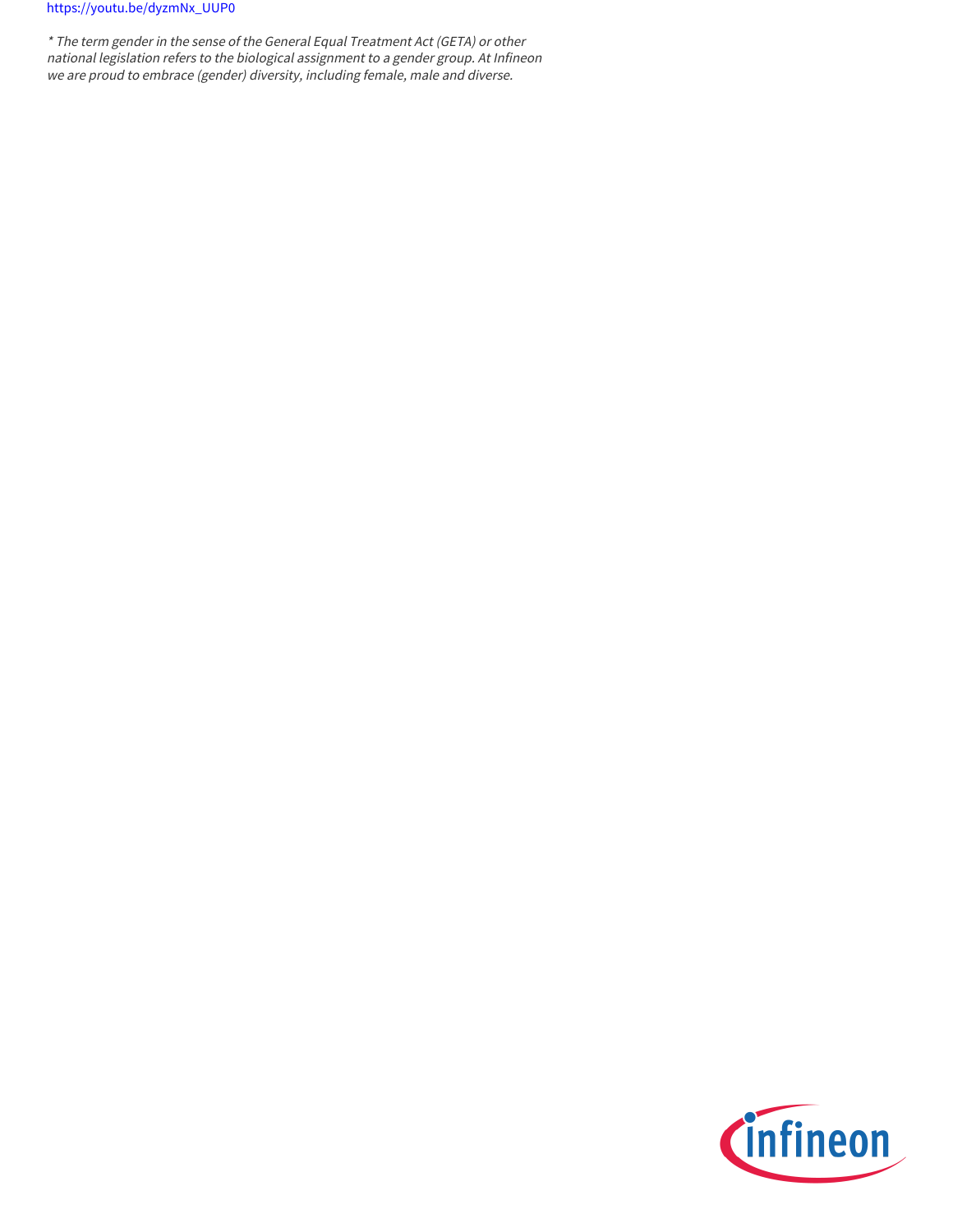https://youtu.be/dyzmNx_UUP0

*\* The term gender in the sense of the General Equal Treatment Act (GETA) or other national legislation refers to the biological assignment to a gender group. At Infineon we are proud to embrace (gender) diversity, including female, male and diverse.*